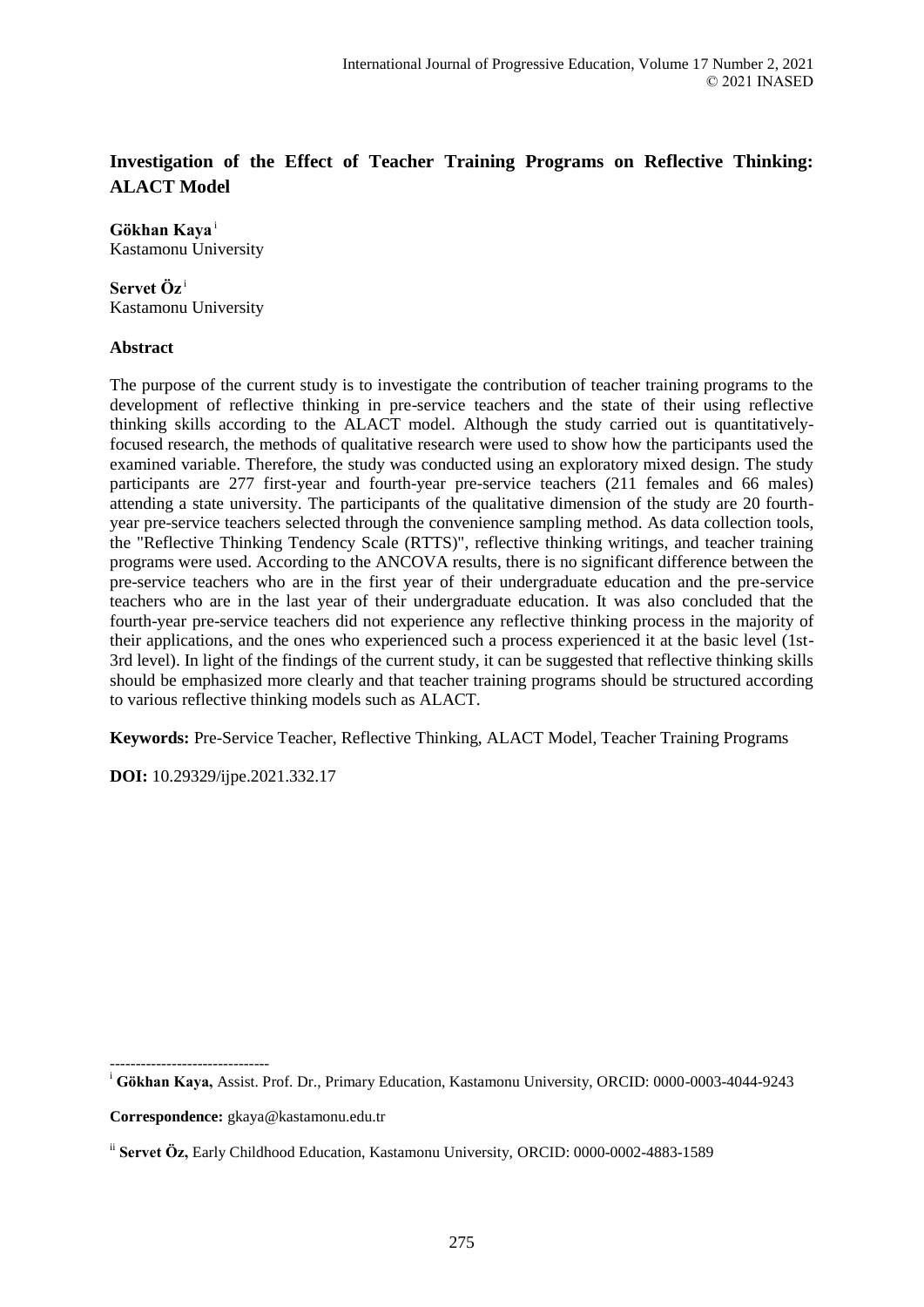# Investigation of the Effect of Teacher Training Programs on Reflective Thinking: ALACT Model

**Gökhan Kaya** [i]
Kastamonu University

**Servet Öz** [i]
Kastamonu University

## Abstract

The purpose of the current study is to investigate the contribution of teacher training programs to the development of reflective thinking in pre-service teachers and the state of their using reflective thinking skills according to the ALACT model. Although the study carried out is quantitatively-focused research, the methods of qualitative research were used to show how the participants used the examined variable. Therefore, the study was conducted using an exploratory mixed design. The study participants are 277 first-year and fourth-year pre-service teachers (211 females and 66 males) attending a state university. The participants of the qualitative dimension of the study are 20 fourth-year pre-service teachers selected through the convenience sampling method. As data collection tools, the "Reflective Thinking Tendency Scale (RTTS)", reflective thinking writings, and teacher training programs were used. According to the ANCOVA results, there is no significant difference between the pre-service teachers who are in the first year of their undergraduate education and the pre-service teachers who are in the last year of their undergraduate education. It was also concluded that the fourth-year pre-service teachers did not experience any reflective thinking process in the majority of their applications, and the ones who experienced such a process experienced it at the basic level (1st-3rd level). In light of the findings of the current study, it can be suggested that reflective thinking skills should be emphasized more clearly and that teacher training programs should be structured according to various reflective thinking models such as ALACT.

**Keywords:** Pre-Service Teacher, Reflective Thinking, ALACT Model, Teacher Training Programs

**DOI:** 10.29329/ijpe.2021.332.17

-------------------------------

[i] **Gökhan Kaya,** Assist. Prof. Dr., Primary Education, Kastamonu University, ORCID: 0000-0003-4044-9243

**Correspondence:** gkaya@kastamonu.edu.tr

[ii] **Servet Öz,** Early Childhood Education, Kastamonu University, ORCID: 0000-0002-4883-1589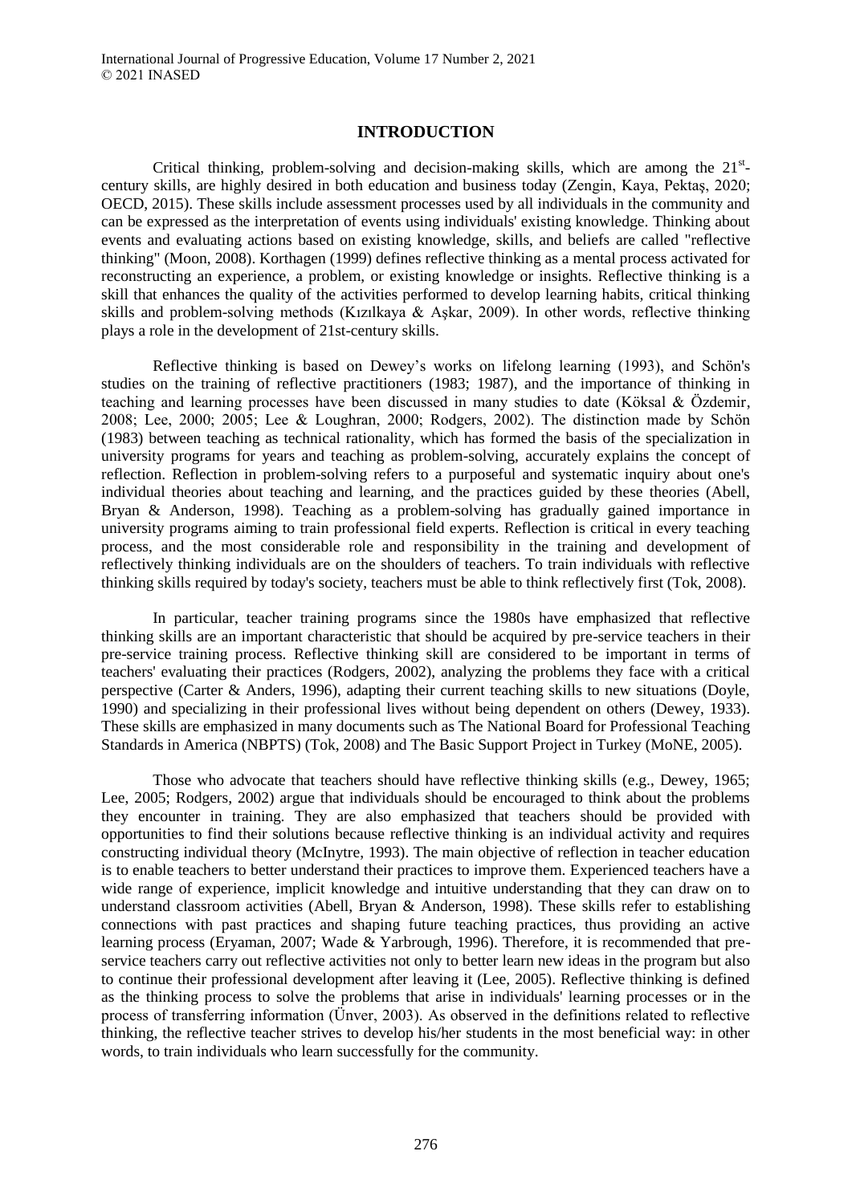## INTRODUCTION

Critical thinking, problem-solving and decision-making skills, which are among the 21st-century skills, are highly desired in both education and business today (Zengin, Kaya, Pektaş, 2020; OECD, 2015). These skills include assessment processes used by all individuals in the community and can be expressed as the interpretation of events using individuals' existing knowledge. Thinking about events and evaluating actions based on existing knowledge, skills, and beliefs are called "reflective thinking" (Moon, 2008). Korthagen (1999) defines reflective thinking as a mental process activated for reconstructing an experience, a problem, or existing knowledge or insights. Reflective thinking is a skill that enhances the quality of the activities performed to develop learning habits, critical thinking skills and problem-solving methods (Kızılkaya & Aşkar, 2009). In other words, reflective thinking plays a role in the development of 21st-century skills.

Reflective thinking is based on Dewey's works on lifelong learning (1993), and Schön's studies on the training of reflective practitioners (1983; 1987), and the importance of thinking in teaching and learning processes have been discussed in many studies to date (Köksal & Özdemir, 2008; Lee, 2000; 2005; Lee & Loughran, 2000; Rodgers, 2002). The distinction made by Schön (1983) between teaching as technical rationality, which has formed the basis of the specialization in university programs for years and teaching as problem-solving, accurately explains the concept of reflection. Reflection in problem-solving refers to a purposeful and systematic inquiry about one's individual theories about teaching and learning, and the practices guided by these theories (Abell, Bryan & Anderson, 1998). Teaching as a problem-solving has gradually gained importance in university programs aiming to train professional field experts. Reflection is critical in every teaching process, and the most considerable role and responsibility in the training and development of reflectively thinking individuals are on the shoulders of teachers. To train individuals with reflective thinking skills required by today's society, teachers must be able to think reflectively first (Tok, 2008).

In particular, teacher training programs since the 1980s have emphasized that reflective thinking skills are an important characteristic that should be acquired by pre-service teachers in their pre-service training process. Reflective thinking skill are considered to be important in terms of teachers' evaluating their practices (Rodgers, 2002), analyzing the problems they face with a critical perspective (Carter & Anders, 1996), adapting their current teaching skills to new situations (Doyle, 1990) and specializing in their professional lives without being dependent on others (Dewey, 1933). These skills are emphasized in many documents such as The National Board for Professional Teaching Standards in America (NBPTS) (Tok, 2008) and The Basic Support Project in Turkey (MoNE, 2005).

Those who advocate that teachers should have reflective thinking skills (e.g., Dewey, 1965; Lee, 2005; Rodgers, 2002) argue that individuals should be encouraged to think about the problems they encounter in training. They are also emphasized that teachers should be provided with opportunities to find their solutions because reflective thinking is an individual activity and requires constructing individual theory (McInytre, 1993). The main objective of reflection in teacher education is to enable teachers to better understand their practices to improve them. Experienced teachers have a wide range of experience, implicit knowledge and intuitive understanding that they can draw on to understand classroom activities (Abell, Bryan & Anderson, 1998). These skills refer to establishing connections with past practices and shaping future teaching practices, thus providing an active learning process (Eryaman, 2007; Wade & Yarbrough, 1996). Therefore, it is recommended that pre-service teachers carry out reflective activities not only to better learn new ideas in the program but also to continue their professional development after leaving it (Lee, 2005). Reflective thinking is defined as the thinking process to solve the problems that arise in individuals' learning processes or in the process of transferring information (Ünver, 2003). As observed in the definitions related to reflective thinking, the reflective teacher strives to develop his/her students in the most beneficial way: in other words, to train individuals who learn successfully for the community.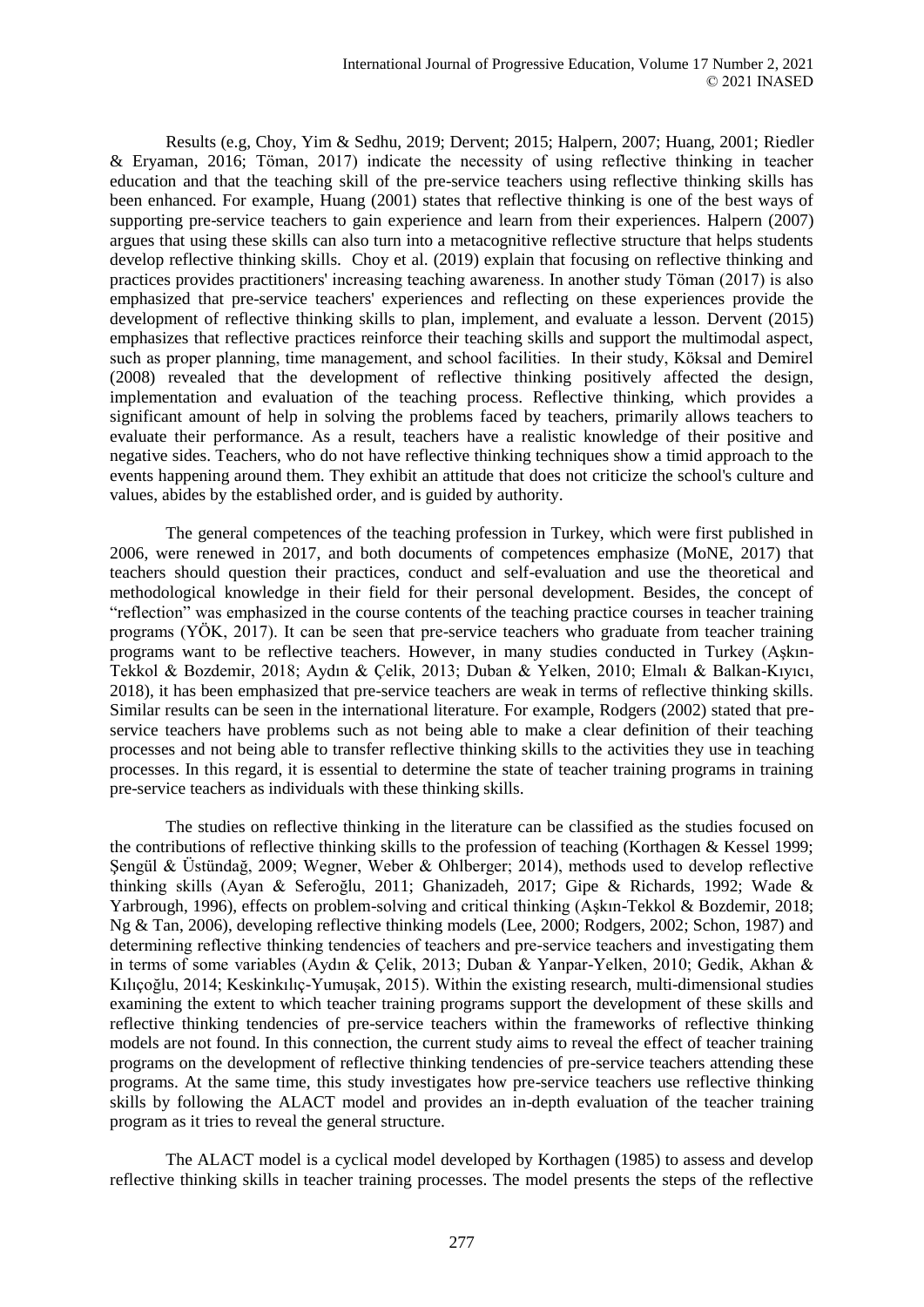Results (e.g, Choy, Yim & Sedhu, 2019; Dervent; 2015; Halpern, 2007; Huang, 2001; Riedler & Eryaman, 2016; Töman, 2017) indicate the necessity of using reflective thinking in teacher education and that the teaching skill of the pre-service teachers using reflective thinking skills has been enhanced. For example, Huang (2001) states that reflective thinking is one of the best ways of supporting pre-service teachers to gain experience and learn from their experiences. Halpern (2007) argues that using these skills can also turn into a metacognitive reflective structure that helps students develop reflective thinking skills. Choy et al. (2019) explain that focusing on reflective thinking and practices provides practitioners' increasing teaching awareness. In another study Töman (2017) is also emphasized that pre-service teachers' experiences and reflecting on these experiences provide the development of reflective thinking skills to plan, implement, and evaluate a lesson. Dervent (2015) emphasizes that reflective practices reinforce their teaching skills and support the multimodal aspect, such as proper planning, time management, and school facilities. In their study, Köksal and Demirel (2008) revealed that the development of reflective thinking positively affected the design, implementation and evaluation of the teaching process. Reflective thinking, which provides a significant amount of help in solving the problems faced by teachers, primarily allows teachers to evaluate their performance. As a result, teachers have a realistic knowledge of their positive and negative sides. Teachers, who do not have reflective thinking techniques show a timid approach to the events happening around them. They exhibit an attitude that does not criticize the school's culture and values, abides by the established order, and is guided by authority.

The general competences of the teaching profession in Turkey, which were first published in 2006, were renewed in 2017, and both documents of competences emphasize (MoNE, 2017) that teachers should question their practices, conduct and self-evaluation and use the theoretical and methodological knowledge in their field for their personal development. Besides, the concept of "reflection" was emphasized in the course contents of the teaching practice courses in teacher training programs (YÖK, 2017). It can be seen that pre-service teachers who graduate from teacher training programs want to be reflective teachers. However, in many studies conducted in Turkey (Aşkın-Tekkol & Bozdemir, 2018; Aydın & Çelik, 2013; Duban & Yelken, 2010; Elmalı & Balkan-Kıyıcı, 2018), it has been emphasized that pre-service teachers are weak in terms of reflective thinking skills. Similar results can be seen in the international literature. For example, Rodgers (2002) stated that pre-service teachers have problems such as not being able to make a clear definition of their teaching processes and not being able to transfer reflective thinking skills to the activities they use in teaching processes. In this regard, it is essential to determine the state of teacher training programs in training pre-service teachers as individuals with these thinking skills.

The studies on reflective thinking in the literature can be classified as the studies focused on the contributions of reflective thinking skills to the profession of teaching (Korthagen & Kessel 1999; Şengül & Üstündağ, 2009; Wegner, Weber & Ohlberger; 2014), methods used to develop reflective thinking skills (Ayan & Seferoğlu, 2011; Ghanizadeh, 2017; Gipe & Richards, 1992; Wade & Yarbrough, 1996), effects on problem-solving and critical thinking (Aşkın-Tekkol & Bozdemir, 2018; Ng & Tan, 2006), developing reflective thinking models (Lee, 2000; Rodgers, 2002; Schon, 1987) and determining reflective thinking tendencies of teachers and pre-service teachers and investigating them in terms of some variables (Aydın & Çelik, 2013; Duban & Yanpar-Yelken, 2010; Gedik, Akhan & Kılıçoğlu, 2014; Keskinkılıç-Yumuşak, 2015). Within the existing research, multi-dimensional studies examining the extent to which teacher training programs support the development of these skills and reflective thinking tendencies of pre-service teachers within the frameworks of reflective thinking models are not found. In this connection, the current study aims to reveal the effect of teacher training programs on the development of reflective thinking tendencies of pre-service teachers attending these programs. At the same time, this study investigates how pre-service teachers use reflective thinking skills by following the ALACT model and provides an in-depth evaluation of the teacher training program as it tries to reveal the general structure.

The ALACT model is a cyclical model developed by Korthagen (1985) to assess and develop reflective thinking skills in teacher training processes. The model presents the steps of the reflective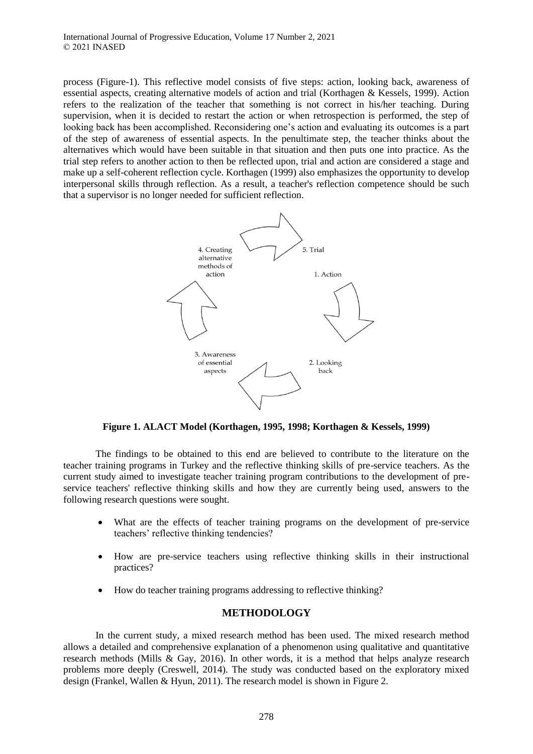process (Figure-1). This reflective model consists of five steps: action, looking back, awareness of essential aspects, creating alternative models of action and trial (Korthagen & Kessels, 1999). Action refers to the realization of the teacher that something is not correct in his/her teaching. During supervision, when it is decided to restart the action or when retrospection is performed, the step of looking back has been accomplished. Reconsidering one's action and evaluating its outcomes is a part of the step of awareness of essential aspects. In the penultimate step, the teacher thinks about the alternatives which would have been suitable in that situation and then puts one into practice. As the trial step refers to another action to then be reflected upon, trial and action are considered a stage and make up a self-coherent reflection cycle. Korthagen (1999) also emphasizes the opportunity to develop interpersonal skills through reflection. As a result, a teacher's reflection competence should be such that a supervisor is no longer needed for sufficient reflection.

4. Creating alternative methods of action

5. Trial

1. Action

2. Looking back

3. Awareness of essential aspects

**Figure 1. ALACT Model (Korthagen, 1995, 1998; Korthagen & Kessels, 1999)**

The findings to be obtained to this end are believed to contribute to the literature on the teacher training programs in Turkey and the reflective thinking skills of pre-service teachers. As the current study aimed to investigate teacher training program contributions to the development of pre-service teachers' reflective thinking skills and how they are currently being used, answers to the following research questions were sought.

- What are the effects of teacher training programs on the development of pre-service teachers' reflective thinking tendencies?
- How are pre-service teachers using reflective thinking skills in their instructional practices?
- How do teacher training programs addressing to reflective thinking?

## METHODOLOGY

In the current study, a mixed research method has been used. The mixed research method allows a detailed and comprehensive explanation of a phenomenon using qualitative and quantitative research methods (Mills & Gay, 2016). In other words, it is a method that helps analyze research problems more deeply (Creswell, 2014). The study was conducted based on the exploratory mixed design (Frankel, Wallen & Hyun, 2011). The research model is shown in Figure 2.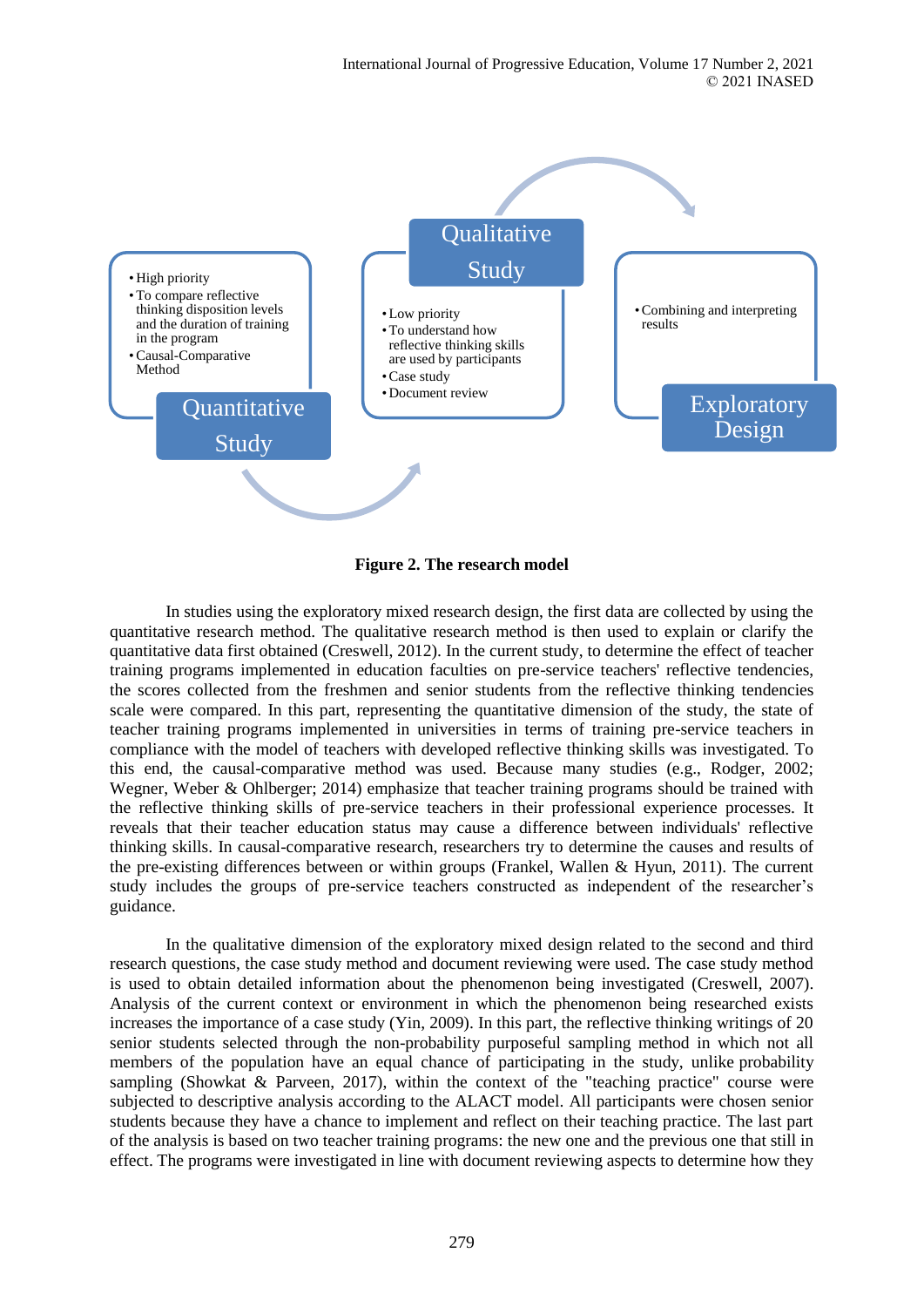- High priority
- To compare reflective thinking disposition levels and the duration of training in the program
- Causal-Comparative Method

**Quantitative Study**

**Qualitative Study**

- Low priority
- To understand how reflective thinking skills are used by participants
- Case study
- Document review

**Exploratory Design**

- Combining and interpreting results

**Figure 2. The research model**

In studies using the exploratory mixed research design, the first data are collected by using the quantitative research method. The qualitative research method is then used to explain or clarify the quantitative data first obtained (Creswell, 2012). In the current study, to determine the effect of teacher training programs implemented in education faculties on pre-service teachers' reflective tendencies, the scores collected from the freshmen and senior students from the reflective thinking tendencies scale were compared. In this part, representing the quantitative dimension of the study, the state of teacher training programs implemented in universities in terms of training pre-service teachers in compliance with the model of teachers with developed reflective thinking skills was investigated. To this end, the causal-comparative method was used. Because many studies (e.g., Rodger, 2002; Wegner, Weber & Ohlberger; 2014) emphasize that teacher training programs should be trained with the reflective thinking skills of pre-service teachers in their professional experience processes. It reveals that their teacher education status may cause a difference between individuals' reflective thinking skills. In causal-comparative research, researchers try to determine the causes and results of the pre-existing differences between or within groups (Frankel, Wallen & Hyun, 2011). The current study includes the groups of pre-service teachers constructed as independent of the researcher's guidance.

In the qualitative dimension of the exploratory mixed design related to the second and third research questions, the case study method and document reviewing were used. The case study method is used to obtain detailed information about the phenomenon being investigated (Creswell, 2007). Analysis of the current context or environment in which the phenomenon being researched exists increases the importance of a case study (Yin, 2009). In this part, the reflective thinking writings of 20 senior students selected through the non-probability purposeful sampling method in which not all members of the population have an equal chance of participating in the study, unlike probability sampling (Showkat & Parveen, 2017), within the context of the "teaching practice" course were subjected to descriptive analysis according to the ALACT model. All participants were chosen senior students because they have a chance to implement and reflect on their teaching practice. The last part of the analysis is based on two teacher training programs: the new one and the previous one that still in effect. The programs were investigated in line with document reviewing aspects to determine how they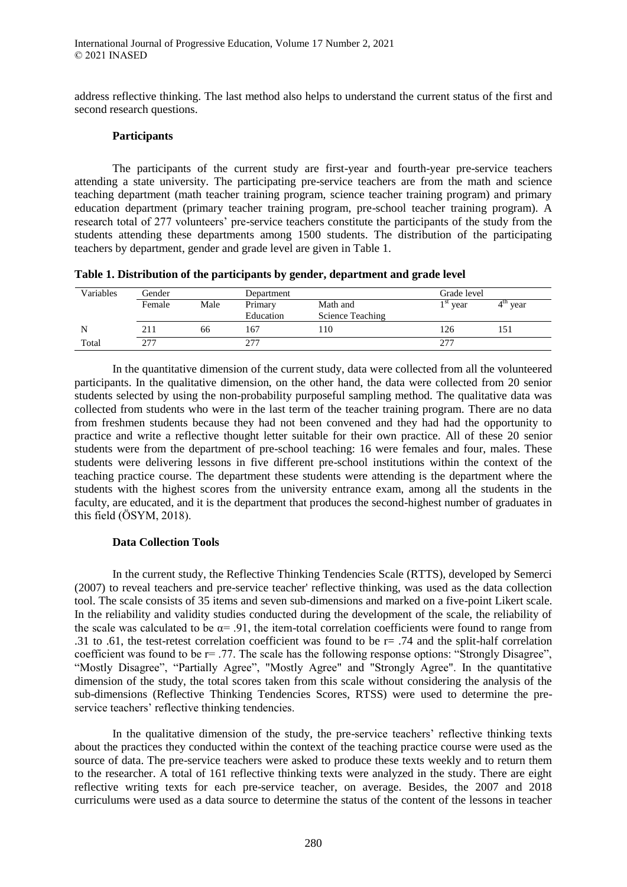address reflective thinking. The last method also helps to understand the current status of the first and second research questions.

### Participants

The participants of the current study are first-year and fourth-year pre-service teachers attending a state university. The participating pre-service teachers are from the math and science teaching department (math teacher training program, science teacher training program) and primary education department (primary teacher training program, pre-school teacher training program). A research total of 277 volunteers' pre-service teachers constitute the participants of the study from the students attending these departments among 1500 students. The distribution of the participating teachers by department, gender and grade level are given in Table 1.

**Table 1. Distribution of the participants by gender, department and grade level**

| Variables | Gender | | Department | | Grade level | |
|---|---|---|---|---|---|---|
| | Female | Male | Primary Education | Math and Science Teaching | 1st year | 4th year |
| N | 211 | 66 | 167 | 110 | 126 | 151 |
| Total | 277 | | 277 | | 277 | |

In the quantitative dimension of the current study, data were collected from all the volunteered participants. In the qualitative dimension, on the other hand, the data were collected from 20 senior students selected by using the non-probability purposeful sampling method. The qualitative data was collected from students who were in the last term of the teacher training program. There are no data from freshmen students because they had not been convened and they had had the opportunity to practice and write a reflective thought letter suitable for their own practice. All of these 20 senior students were from the department of pre-school teaching: 16 were females and four, males. These students were delivering lessons in five different pre-school institutions within the context of the teaching practice course. The department these students were attending is the department where the students with the highest scores from the university entrance exam, among all the students in the faculty, are educated, and it is the department that produces the second-highest number of graduates in this field (ÖSYM, 2018).

### Data Collection Tools

In the current study, the Reflective Thinking Tendencies Scale (RTTS), developed by Semerci (2007) to reveal teachers and pre-service teacher' reflective thinking, was used as the data collection tool. The scale consists of 35 items and seven sub-dimensions and marked on a five-point Likert scale. In the reliability and validity studies conducted during the development of the scale, the reliability of the scale was calculated to be $\alpha = .91$, the item-total correlation coefficients were found to range from .31 to .61, the test-retest correlation coefficient was found to be $r = .74$ and the split-half correlation coefficient was found to be $r = .77$. The scale has the following response options: "Strongly Disagree", "Mostly Disagree", "Partially Agree", "Mostly Agree" and "Strongly Agree". In the quantitative dimension of the study, the total scores taken from this scale without considering the analysis of the sub-dimensions (Reflective Thinking Tendencies Scores, RTSS) were used to determine the pre-service teachers' reflective thinking tendencies.

In the qualitative dimension of the study, the pre-service teachers' reflective thinking texts about the practices they conducted within the context of the teaching practice course were used as the source of data. The pre-service teachers were asked to produce these texts weekly and to return them to the researcher. A total of 161 reflective thinking texts were analyzed in the study. There are eight reflective writing texts for each pre-service teacher, on average. Besides, the 2007 and 2018 curriculums were used as a data source to determine the status of the content of the lessons in teacher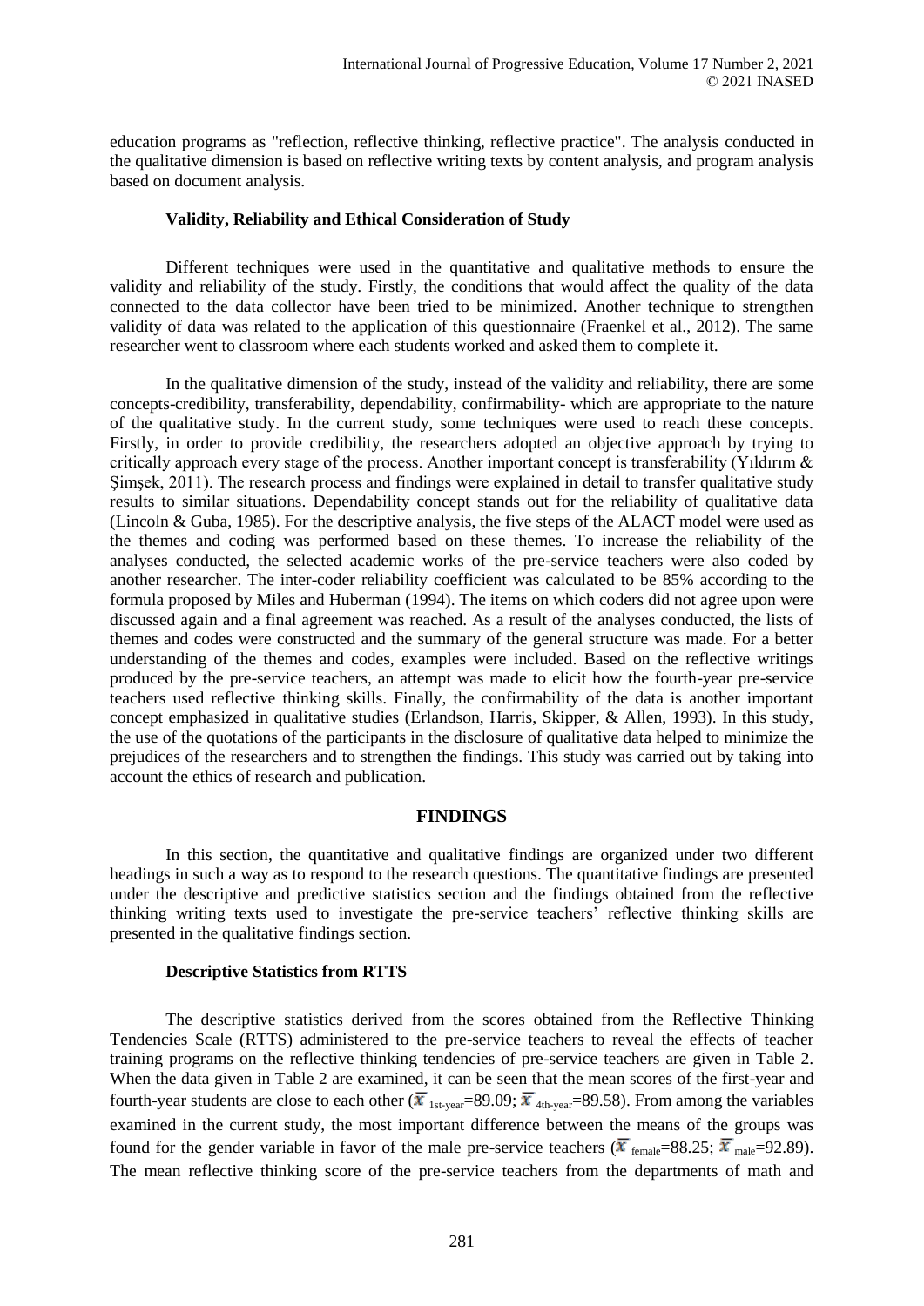education programs as "reflection, reflective thinking, reflective practice". The analysis conducted in the qualitative dimension is based on reflective writing texts by content analysis, and program analysis based on document analysis.

### Validity, Reliability and Ethical Consideration of Study

Different techniques were used in the quantitative and qualitative methods to ensure the validity and reliability of the study. Firstly, the conditions that would affect the quality of the data connected to the data collector have been tried to be minimized. Another technique to strengthen validity of data was related to the application of this questionnaire (Fraenkel et al., 2012). The same researcher went to classroom where each students worked and asked them to complete it.

In the qualitative dimension of the study, instead of the validity and reliability, there are some concepts-credibility, transferability, dependability, confirmability- which are appropriate to the nature of the qualitative study. In the current study, some techniques were used to reach these concepts. Firstly, in order to provide credibility, the researchers adopted an objective approach by trying to critically approach every stage of the process. Another important concept is transferability (Yıldırım & Şimşek, 2011). The research process and findings were explained in detail to transfer qualitative study results to similar situations. Dependability concept stands out for the reliability of qualitative data (Lincoln & Guba, 1985). For the descriptive analysis, the five steps of the ALACT model were used as the themes and coding was performed based on these themes. To increase the reliability of the analyses conducted, the selected academic works of the pre-service teachers were also coded by another researcher. The inter-coder reliability coefficient was calculated to be 85% according to the formula proposed by Miles and Huberman (1994). The items on which coders did not agree upon were discussed again and a final agreement was reached. As a result of the analyses conducted, the lists of themes and codes were constructed and the summary of the general structure was made. For a better understanding of the themes and codes, examples were included. Based on the reflective writings produced by the pre-service teachers, an attempt was made to elicit how the fourth-year pre-service teachers used reflective thinking skills. Finally, the confirmability of the data is another important concept emphasized in qualitative studies (Erlandson, Harris, Skipper, & Allen, 1993). In this study, the use of the quotations of the participants in the disclosure of qualitative data helped to minimize the prejudices of the researchers and to strengthen the findings. This study was carried out by taking into account the ethics of research and publication.

## FINDINGS

In this section, the quantitative and qualitative findings are organized under two different headings in such a way as to respond to the research questions. The quantitative findings are presented under the descriptive and predictive statistics section and the findings obtained from the reflective thinking writing texts used to investigate the pre-service teachers' reflective thinking skills are presented in the qualitative findings section.

### Descriptive Statistics from RTTS

The descriptive statistics derived from the scores obtained from the Reflective Thinking Tendencies Scale (RTTS) administered to the pre-service teachers to reveal the effects of teacher training programs on the reflective thinking tendencies of pre-service teachers are given in Table 2. When the data given in Table 2 are examined, it can be seen that the mean scores of the first-year and fourth-year students are close to each other ($\bar{x}_{1st\text{-}year}=89.09$; $\bar{x}_{4th\text{-}year}=89.58$). From among the variables examined in the current study, the most important difference between the means of the groups was found for the gender variable in favor of the male pre-service teachers ($\bar{x}_{female}=88.25$; $\bar{x}_{male}=92.89$). The mean reflective thinking score of the pre-service teachers from the departments of math and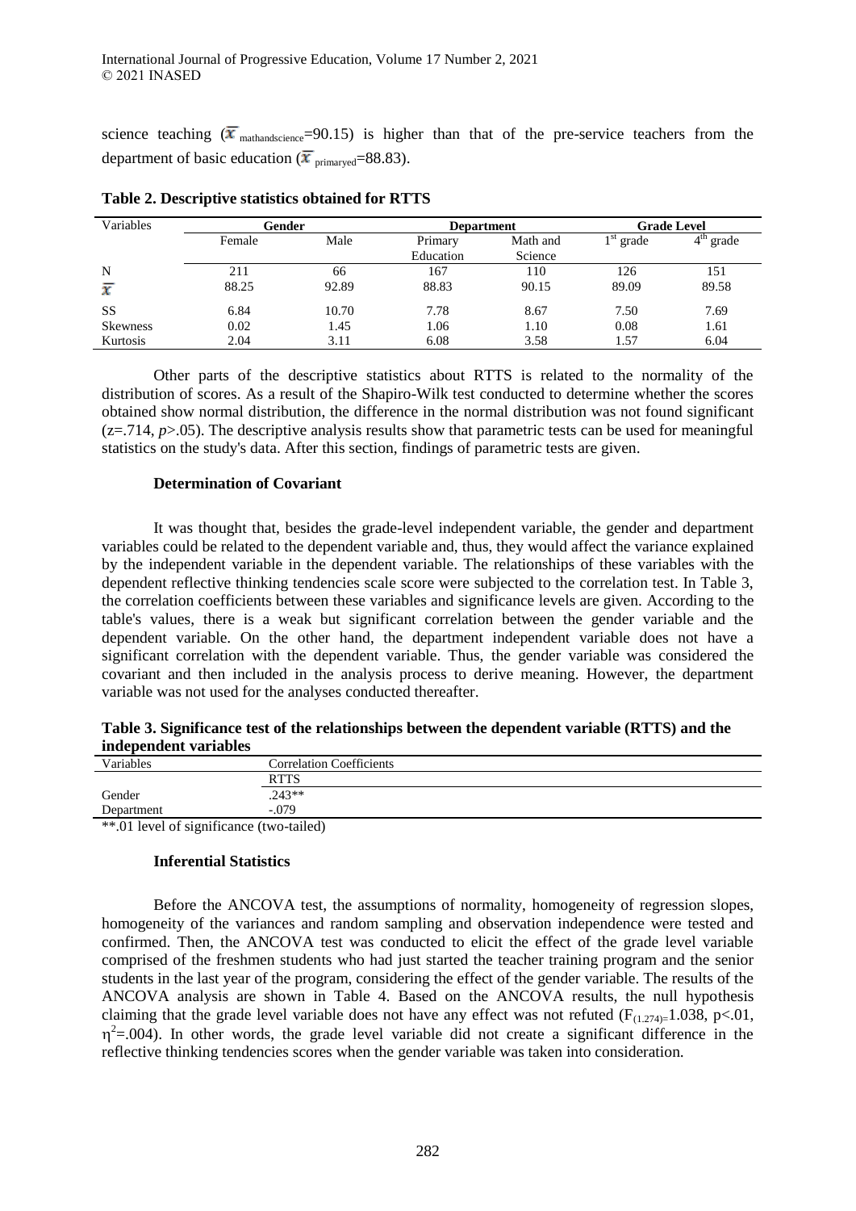science teaching ($\bar{x}_{mathandscience}$=90.15) is higher than that of the pre-service teachers from the department of basic education ($\bar{x}_{primaryed}$=88.83).

**Table 2. Descriptive statistics obtained for RTTS**

| Variables | Gender | | Department | | Grade Level | |
|---|---|---|---|---|---|---|
| | Female | Male | Primary Education | Math and Science | 1st grade | 4th grade |
| N | 211 | 66 | 167 | 110 | 126 | 151 |
| $\bar{x}$ | 88.25 | 92.89 | 88.83 | 90.15 | 89.09 | 89.58 |
| SS | 6.84 | 10.70 | 7.78 | 8.67 | 7.50 | 7.69 |
| Skewness | 0.02 | 1.45 | 1.06 | 1.10 | 0.08 | 1.61 |
| Kurtosis | 2.04 | 3.11 | 6.08 | 3.58 | 1.57 | 6.04 |

Other parts of the descriptive statistics about RTTS is related to the normality of the distribution of scores. As a result of the Shapiro-Wilk test conducted to determine whether the scores obtained show normal distribution, the difference in the normal distribution was not found significant (z=.714, *p*>.05). The descriptive analysis results show that parametric tests can be used for meaningful statistics on the study's data. After this section, findings of parametric tests are given.

### Determination of Covariant

It was thought that, besides the grade-level independent variable, the gender and department variables could be related to the dependent variable and, thus, they would affect the variance explained by the independent variable in the dependent variable. The relationships of these variables with the dependent reflective thinking tendencies scale score were subjected to the correlation test. In Table 3, the correlation coefficients between these variables and significance levels are given. According to the table's values, there is a weak but significant correlation between the gender variable and the dependent variable. On the other hand, the department independent variable does not have a significant correlation with the dependent variable. Thus, the gender variable was considered the covariant and then included in the analysis process to derive meaning. However, the department variable was not used for the analyses conducted thereafter.

**Table 3. Significance test of the relationships between the dependent variable (RTTS) and the independent variables**

| Variables | Correlation Coefficients |
|---|---|
| | RTTS |
| Gender | .243** |
| Department | -.079 |

**.01 level of significance (two-tailed)

### Inferential Statistics

Before the ANCOVA test, the assumptions of normality, homogeneity of regression slopes, homogeneity of the variances and random sampling and observation independence were tested and confirmed. Then, the ANCOVA test was conducted to elicit the effect of the grade level variable comprised of the freshmen students who had just started the teacher training program and the senior students in the last year of the program, considering the effect of the gender variable. The results of the ANCOVA analysis are shown in Table 4. Based on the ANCOVA results, the null hypothesis claiming that the grade level variable does not have any effect was not refuted ($F_{(1.274)=}1.038$, $p<.01$, $\eta^2$=.004). In other words, the grade level variable did not create a significant difference in the reflective thinking tendencies scores when the gender variable was taken into consideration.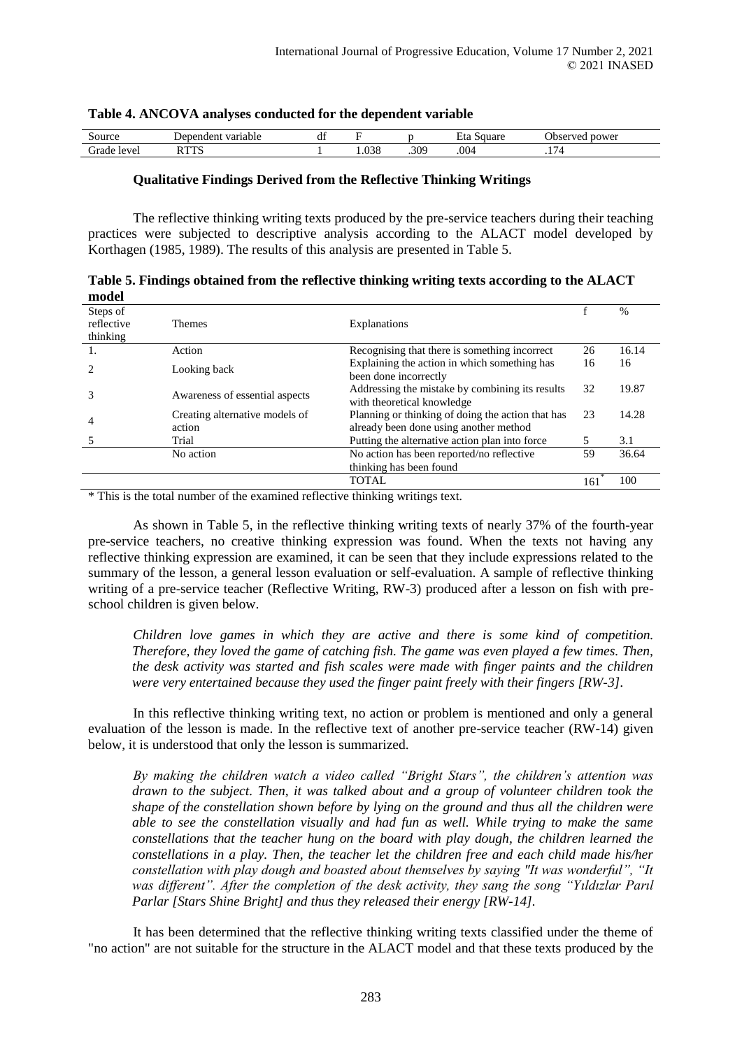**Table 4. ANCOVA analyses conducted for the dependent variable**

| Source | Dependent variable | df | F | p | Eta Square | Observed power |
|---|---|---|---|---|---|---|
| Grade level | RTTS | 1 | 1.038 | .309 | .004 | .174 |

### Qualitative Findings Derived from the Reflective Thinking Writings

The reflective thinking writing texts produced by the pre-service teachers during their teaching practices were subjected to descriptive analysis according to the ALACT model developed by Korthagen (1985, 1989). The results of this analysis are presented in Table 5.

**Table 5. Findings obtained from the reflective thinking writing texts according to the ALACT model**

| Steps of reflective thinking | Themes | Explanations | f | % |
|---|---|---|---|---|
| 1. | Action | Recognising that there is something incorrect | 26 | 16.14 |
| 2 | Looking back | Explaining the action in which something has been done incorrectly | 16 | 16 |
| 3 | Awareness of essential aspects | Addressing the mistake by combining its results with theoretical knowledge | 32 | 19.87 |
| 4 | Creating alternative models of action | Planning or thinking of doing the action that has already been done using another method | 23 | 14.28 |
| 5 | Trial | Putting the alternative action plan into force | 5 | 3.1 |
| | No action | No action has been reported/no reflective thinking has been found | 59 | 36.64 |
| | | TOTAL | 161* | 100 |

\* This is the total number of the examined reflective thinking writings text.

As shown in Table 5, in the reflective thinking writing texts of nearly 37% of the fourth-year pre-service teachers, no creative thinking expression was found. When the texts not having any reflective thinking expression are examined, it can be seen that they include expressions related to the summary of the lesson, a general lesson evaluation or self-evaluation. A sample of reflective thinking writing of a pre-service teacher (Reflective Writing, RW-3) produced after a lesson on fish with pre-school children is given below.

> *Children love games in which they are active and there is some kind of competition. Therefore, they loved the game of catching fish. The game was even played a few times. Then, the desk activity was started and fish scales were made with finger paints and the children were very entertained because they used the finger paint freely with their fingers [RW-3].*

In this reflective thinking writing text, no action or problem is mentioned and only a general evaluation of the lesson is made. In the reflective text of another pre-service teacher (RW-14) given below, it is understood that only the lesson is summarized.

> *By making the children watch a video called "Bright Stars", the children's attention was drawn to the subject. Then, it was talked about and a group of volunteer children took the shape of the constellation shown before by lying on the ground and thus all the children were able to see the constellation visually and had fun as well. While trying to make the same constellations that the teacher hung on the board with play dough, the children learned the constellations in a play. Then, the teacher let the children free and each child made his/her constellation with play dough and boasted about themselves by saying "It was wonderful", "It was different". After the completion of the desk activity, they sang the song "Yıldızlar Parıl Parlar [Stars Shine Bright] and thus they released their energy [RW-14].*

It has been determined that the reflective thinking writing texts classified under the theme of "no action" are not suitable for the structure in the ALACT model and that these texts produced by the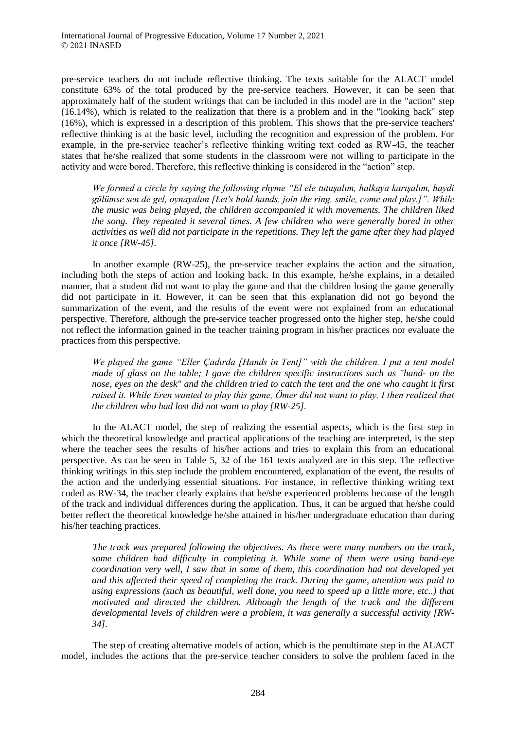pre-service teachers do not include reflective thinking. The texts suitable for the ALACT model constitute 63% of the total produced by the pre-service teachers. However, it can be seen that approximately half of the student writings that can be included in this model are in the "action" step (16.14%), which is related to the realization that there is a problem and in the "looking back" step (16%), which is expressed in a description of this problem. This shows that the pre-service teachers' reflective thinking is at the basic level, including the recognition and expression of the problem. For example, in the pre-service teacher's reflective thinking writing text coded as RW-45, the teacher states that he/she realized that some students in the classroom were not willing to participate in the activity and were bored. Therefore, this reflective thinking is considered in the "action" step.

> *We formed a circle by saying the following rhyme "El ele tutuşalım, halkaya karışalım, haydi gülümse sen de gel, oynayalım [Let's hold hands, join the ring, smile, come and play.]". While the music was being played, the children accompanied it with movements. The children liked the song. They repeated it several times. A few children who were generally bored in other activities as well did not participate in the repetitions. They left the game after they had played it once [RW-45].*

In another example (RW-25), the pre-service teacher explains the action and the situation, including both the steps of action and looking back. In this example, he/she explains, in a detailed manner, that a student did not want to play the game and that the children losing the game generally did not participate in it. However, it can be seen that this explanation did not go beyond the summarization of the event, and the results of the event were not explained from an educational perspective. Therefore, although the pre-service teacher progressed onto the higher step, he/she could not reflect the information gained in the teacher training program in his/her practices nor evaluate the practices from this perspective.

> *We played the game "Eller Çadırda [Hands in Tent]" with the children. I put a tent model made of glass on the table; I gave the children specific instructions such as "hand- on the nose, eyes on the desk" and the children tried to catch the tent and the one who caught it first raised it. While Eren wanted to play this game, Ömer did not want to play. I then realized that the children who had lost did not want to play [RW-25].*

In the ALACT model, the step of realizing the essential aspects, which is the first step in which the theoretical knowledge and practical applications of the teaching are interpreted, is the step where the teacher sees the results of his/her actions and tries to explain this from an educational perspective. As can be seen in Table 5, 32 of the 161 texts analyzed are in this step. The reflective thinking writings in this step include the problem encountered, explanation of the event, the results of the action and the underlying essential situations. For instance, in reflective thinking writing text coded as RW-34, the teacher clearly explains that he/she experienced problems because of the length of the track and individual differences during the application. Thus, it can be argued that he/she could better reflect the theoretical knowledge he/she attained in his/her undergraduate education than during his/her teaching practices.

> *The track was prepared following the objectives. As there were many numbers on the track, some children had difficulty in completing it. While some of them were using hand-eye coordination very well, I saw that in some of them, this coordination had not developed yet and this affected their speed of completing the track. During the game, attention was paid to using expressions (such as beautiful, well done, you need to speed up a little more, etc..) that motivated and directed the children. Although the length of the track and the different developmental levels of children were a problem, it was generally a successful activity [RW-34].*

The step of creating alternative models of action, which is the penultimate step in the ALACT model, includes the actions that the pre-service teacher considers to solve the problem faced in the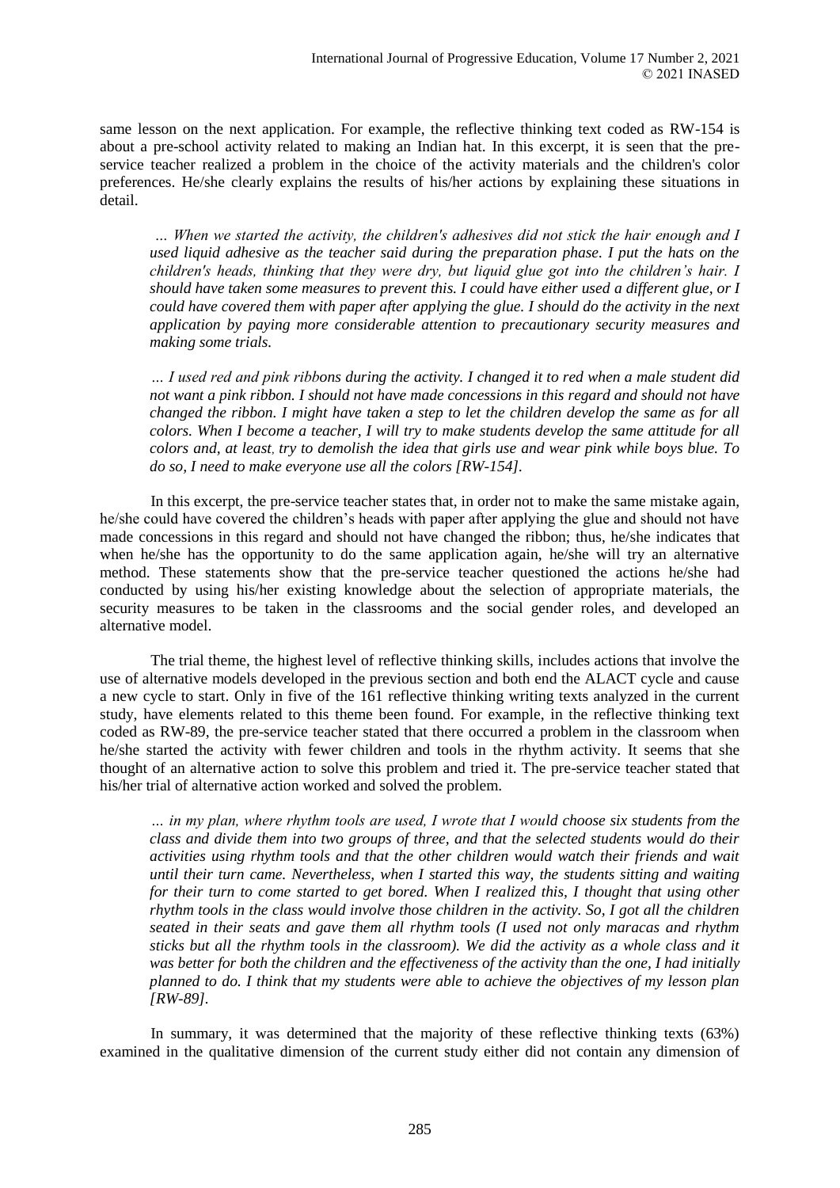same lesson on the next application. For example, the reflective thinking text coded as RW-154 is about a pre-school activity related to making an Indian hat. In this excerpt, it is seen that the pre-service teacher realized a problem in the choice of the activity materials and the children's color preferences. He/she clearly explains the results of his/her actions by explaining these situations in detail.

> *… When we started the activity, the children's adhesives did not stick the hair enough and I used liquid adhesive as the teacher said during the preparation phase. I put the hats on the children's heads, thinking that they were dry, but liquid glue got into the children's hair. I should have taken some measures to prevent this. I could have either used a different glue, or I could have covered them with paper after applying the glue. I should do the activity in the next application by paying more considerable attention to precautionary security measures and making some trials.*
>
> *… I used red and pink ribbons during the activity. I changed it to red when a male student did not want a pink ribbon. I should not have made concessions in this regard and should not have changed the ribbon. I might have taken a step to let the children develop the same as for all colors. When I become a teacher, I will try to make students develop the same attitude for all colors and, at least, try to demolish the idea that girls use and wear pink while boys blue. To do so, I need to make everyone use all the colors [RW-154].*

In this excerpt, the pre-service teacher states that, in order not to make the same mistake again, he/she could have covered the children's heads with paper after applying the glue and should not have made concessions in this regard and should not have changed the ribbon; thus, he/she indicates that when he/she has the opportunity to do the same application again, he/she will try an alternative method. These statements show that the pre-service teacher questioned the actions he/she had conducted by using his/her existing knowledge about the selection of appropriate materials, the security measures to be taken in the classrooms and the social gender roles, and developed an alternative model.

The trial theme, the highest level of reflective thinking skills, includes actions that involve the use of alternative models developed in the previous section and both end the ALACT cycle and cause a new cycle to start. Only in five of the 161 reflective thinking writing texts analyzed in the current study, have elements related to this theme been found. For example, in the reflective thinking text coded as RW-89, the pre-service teacher stated that there occurred a problem in the classroom when he/she started the activity with fewer children and tools in the rhythm activity. It seems that she thought of an alternative action to solve this problem and tried it. The pre-service teacher stated that his/her trial of alternative action worked and solved the problem.

> *… in my plan, where rhythm tools are used, I wrote that I would choose six students from the class and divide them into two groups of three, and that the selected students would do their activities using rhythm tools and that the other children would watch their friends and wait until their turn came. Nevertheless, when I started this way, the students sitting and waiting for their turn to come started to get bored. When I realized this, I thought that using other rhythm tools in the class would involve those children in the activity. So, I got all the children seated in their seats and gave them all rhythm tools (I used not only maracas and rhythm sticks but all the rhythm tools in the classroom). We did the activity as a whole class and it was better for both the children and the effectiveness of the activity than the one, I had initially planned to do. I think that my students were able to achieve the objectives of my lesson plan [RW-89].*

In summary, it was determined that the majority of these reflective thinking texts (63%) examined in the qualitative dimension of the current study either did not contain any dimension of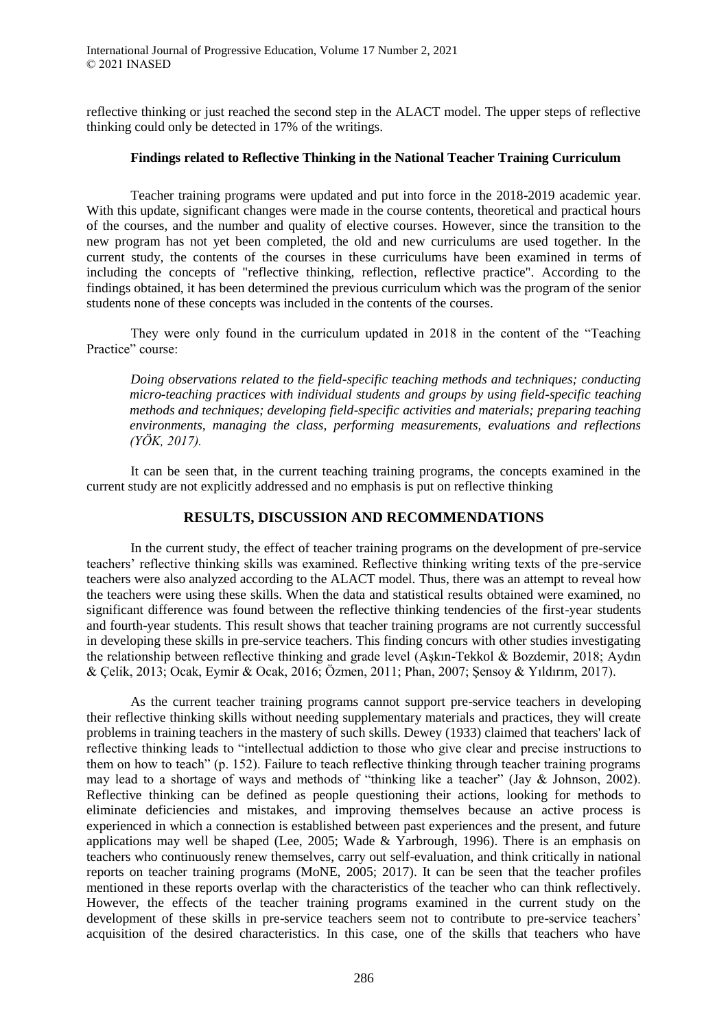reflective thinking or just reached the second step in the ALACT model. The upper steps of reflective thinking could only be detected in 17% of the writings.

### Findings related to Reflective Thinking in the National Teacher Training Curriculum

Teacher training programs were updated and put into force in the 2018-2019 academic year. With this update, significant changes were made in the course contents, theoretical and practical hours of the courses, and the number and quality of elective courses. However, since the transition to the new program has not yet been completed, the old and new curriculums are used together. In the current study, the contents of the courses in these curriculums have been examined in terms of including the concepts of "reflective thinking, reflection, reflective practice". According to the findings obtained, it has been determined the previous curriculum which was the program of the senior students none of these concepts was included in the contents of the courses.

They were only found in the curriculum updated in 2018 in the content of the "Teaching Practice" course:

> *Doing observations related to the field-specific teaching methods and techniques; conducting micro-teaching practices with individual students and groups by using field-specific teaching methods and techniques; developing field-specific activities and materials; preparing teaching environments, managing the class, performing measurements, evaluations and reflections (YÖK, 2017).*

It can be seen that, in the current teaching training programs, the concepts examined in the current study are not explicitly addressed and no emphasis is put on reflective thinking

## RESULTS, DISCUSSION AND RECOMMENDATIONS

In the current study, the effect of teacher training programs on the development of pre-service teachers' reflective thinking skills was examined. Reflective thinking writing texts of the pre-service teachers were also analyzed according to the ALACT model. Thus, there was an attempt to reveal how the teachers were using these skills. When the data and statistical results obtained were examined, no significant difference was found between the reflective thinking tendencies of the first-year students and fourth-year students. This result shows that teacher training programs are not currently successful in developing these skills in pre-service teachers. This finding concurs with other studies investigating the relationship between reflective thinking and grade level (Aşkın-Tekkol & Bozdemir, 2018; Aydın & Çelik, 2013; Ocak, Eymir & Ocak, 2016; Özmen, 2011; Phan, 2007; Şensoy & Yıldırım, 2017).

As the current teacher training programs cannot support pre-service teachers in developing their reflective thinking skills without needing supplementary materials and practices, they will create problems in training teachers in the mastery of such skills. Dewey (1933) claimed that teachers' lack of reflective thinking leads to "intellectual addiction to those who give clear and precise instructions to them on how to teach" (p. 152). Failure to teach reflective thinking through teacher training programs may lead to a shortage of ways and methods of "thinking like a teacher" (Jay & Johnson, 2002). Reflective thinking can be defined as people questioning their actions, looking for methods to eliminate deficiencies and mistakes, and improving themselves because an active process is experienced in which a connection is established between past experiences and the present, and future applications may well be shaped (Lee, 2005; Wade & Yarbrough, 1996). There is an emphasis on teachers who continuously renew themselves, carry out self-evaluation, and think critically in national reports on teacher training programs (MoNE, 2005; 2017). It can be seen that the teacher profiles mentioned in these reports overlap with the characteristics of the teacher who can think reflectively. However, the effects of the teacher training programs examined in the current study on the development of these skills in pre-service teachers seem not to contribute to pre-service teachers' acquisition of the desired characteristics. In this case, one of the skills that teachers who have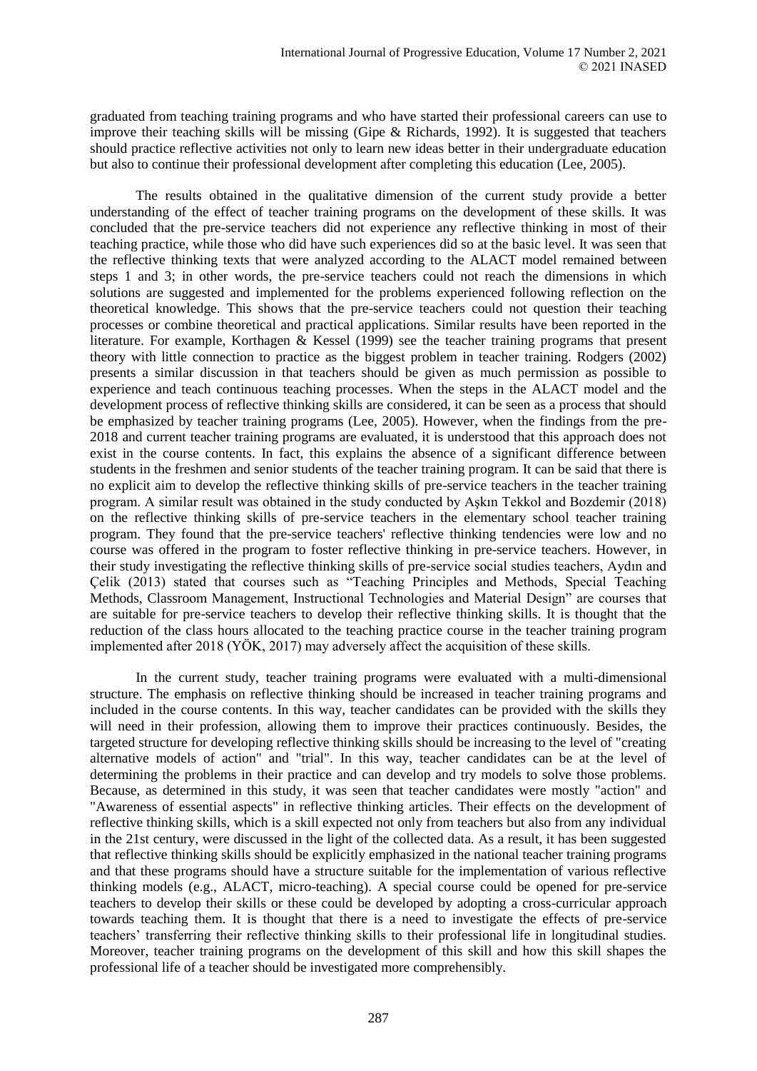graduated from teaching training programs and who have started their professional careers can use to improve their teaching skills will be missing (Gipe & Richards, 1992). It is suggested that teachers should practice reflective activities not only to learn new ideas better in their undergraduate education but also to continue their professional development after completing this education (Lee, 2005).

The results obtained in the qualitative dimension of the current study provide a better understanding of the effect of teacher training programs on the development of these skills. It was concluded that the pre-service teachers did not experience any reflective thinking in most of their teaching practice, while those who did have such experiences did so at the basic level. It was seen that the reflective thinking texts that were analyzed according to the ALACT model remained between steps 1 and 3; in other words, the pre-service teachers could not reach the dimensions in which solutions are suggested and implemented for the problems experienced following reflection on the theoretical knowledge. This shows that the pre-service teachers could not question their teaching processes or combine theoretical and practical applications. Similar results have been reported in the literature. For example, Korthagen & Kessel (1999) see the teacher training programs that present theory with little connection to practice as the biggest problem in teacher training. Rodgers (2002) presents a similar discussion in that teachers should be given as much permission as possible to experience and teach continuous teaching processes. When the steps in the ALACT model and the development process of reflective thinking skills are considered, it can be seen as a process that should be emphasized by teacher training programs (Lee, 2005). However, when the findings from the pre-2018 and current teacher training programs are evaluated, it is understood that this approach does not exist in the course contents. In fact, this explains the absence of a significant difference between students in the freshmen and senior students of the teacher training program. It can be said that there is no explicit aim to develop the reflective thinking skills of pre-service teachers in the teacher training program. A similar result was obtained in the study conducted by Aşkın Tekkol and Bozdemir (2018) on the reflective thinking skills of pre-service teachers in the elementary school teacher training program. They found that the pre-service teachers' reflective thinking tendencies were low and no course was offered in the program to foster reflective thinking in pre-service teachers. However, in their study investigating the reflective thinking skills of pre-service social studies teachers, Aydın and Çelik (2013) stated that courses such as "Teaching Principles and Methods, Special Teaching Methods, Classroom Management, Instructional Technologies and Material Design" are courses that are suitable for pre-service teachers to develop their reflective thinking skills. It is thought that the reduction of the class hours allocated to the teaching practice course in the teacher training program implemented after 2018 (YÖK, 2017) may adversely affect the acquisition of these skills.

In the current study, teacher training programs were evaluated with a multi-dimensional structure. The emphasis on reflective thinking should be increased in teacher training programs and included in the course contents. In this way, teacher candidates can be provided with the skills they will need in their profession, allowing them to improve their practices continuously. Besides, the targeted structure for developing reflective thinking skills should be increasing to the level of "creating alternative models of action" and "trial". In this way, teacher candidates can be at the level of determining the problems in their practice and can develop and try models to solve those problems. Because, as determined in this study, it was seen that teacher candidates were mostly "action" and "Awareness of essential aspects" in reflective thinking articles. Their effects on the development of reflective thinking skills, which is a skill expected not only from teachers but also from any individual in the 21st century, were discussed in the light of the collected data. As a result, it has been suggested that reflective thinking skills should be explicitly emphasized in the national teacher training programs and that these programs should have a structure suitable for the implementation of various reflective thinking models (e.g., ALACT, micro-teaching). A special course could be opened for pre-service teachers to develop their skills or these could be developed by adopting a cross-curricular approach towards teaching them. It is thought that there is a need to investigate the effects of pre-service teachers' transferring their reflective thinking skills to their professional life in longitudinal studies. Moreover, teacher training programs on the development of this skill and how this skill shapes the professional life of a teacher should be investigated more comprehensibly.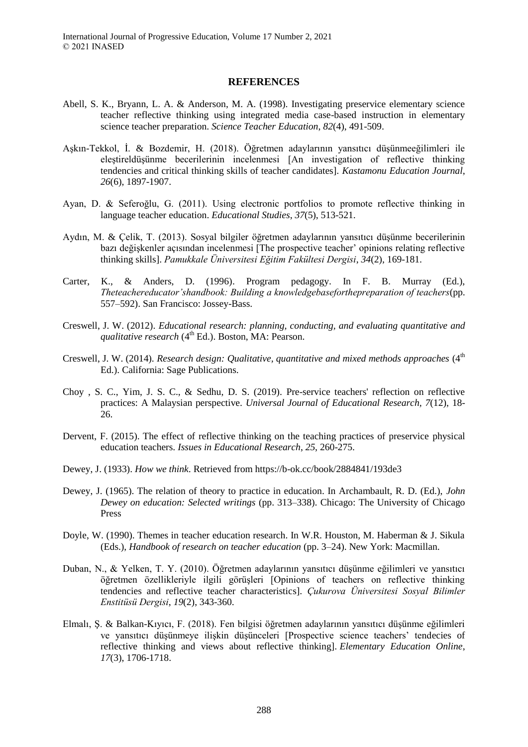## REFERENCES

Abell, S. K., Bryann, L. A. & Anderson, M. A. (1998). Investigating preservice elementary science teacher reflective thinking using integrated media case-based instruction in elementary science teacher preparation. *Science Teacher Education*, *82*(4), 491-509.

Aşkın-Tekkol, İ. & Bozdemir, H. (2018). Öğretmen adaylarının yansıtıcı düşünmeeğilimleri ile eleştireldüşünme becerilerinin incelenmesi [An investigation of reflective thinking tendencies and critical thinking skills of teacher candidates]. *Kastamonu Education Journal*, *26*(6), 1897-1907.

Ayan, D. & Seferoğlu, G. (2011). Using electronic portfolios to promote reflective thinking in language teacher education. *Educational Studies*, *37*(5), 513-521.

Aydın, M. & Çelik, T. (2013). Sosyal bilgiler öğretmen adaylarının yansıtıcı düşünme becerilerinin bazı değişkenler açısından incelenmesi [The prospective teacher' opinions relating reflective thinking skills]. *Pamukkale Üniversitesi Eğitim Fakültesi Dergisi*, *34*(2), 169-181.

Carter, K., & Anders, D. (1996). Program pedagogy. In F. B. Murray (Ed.), *Theteachereducator'shandbook: Building a knowledgebaseforthepreparation of teachers*(pp. 557–592). San Francisco: Jossey-Bass.

Creswell, J. W. (2012). *Educational research: planning, conducting, and evaluating quantitative and qualitative research* (4th Ed.). Boston, MA: Pearson.

Creswell, J. W. (2014). *Research design: Qualitative, quantitative and mixed methods approaches* (4th Ed.). California: Sage Publications.

Choy , S. C., Yim, J. S. C., & Sedhu, D. S. (2019). Pre-service teachers' reflection on reflective practices: A Malaysian perspective. *Universal Journal of Educational Research*, *7*(12), 18-26.

Dervent, F. (2015). The effect of reflective thinking on the teaching practices of preservice physical education teachers. *Issues in Educational Research*, *25*, 260-275.

Dewey, J. (1933). *How we think*. Retrieved from https://b-ok.cc/book/2884841/193de3

Dewey, J. (1965). The relation of theory to practice in education. In Archambault, R. D. (Ed.), *John Dewey on education: Selected writings* (pp. 313–338). Chicago: The University of Chicago Press

Doyle, W. (1990). Themes in teacher education research. In W.R. Houston, M. Haberman & J. Sikula (Eds.), *Handbook of research on teacher education* (pp. 3–24). New York: Macmillan.

Duban, N., & Yelken, T. Y. (2010). Öğretmen adaylarının yansıtıcı düşünme eğilimleri ve yansıtıcı öğretmen özellikleriyle ilgili görüşleri [Opinions of teachers on reflective thinking tendencies and reflective teacher characteristics]. *Çukurova Üniversitesi Sosyal Bilimler Enstitüsü Dergisi*, *19*(2), 343-360.

Elmalı, Ş. & Balkan-Kıyıcı, F. (2018). Fen bilgisi öğretmen adaylarının yansıtıcı düşünme eğilimleri ve yansıtıcı düşünmeye ilişkin düşünceleri [Prospective science teachers' tendecies of reflective thinking and views about reflective thinking]. *Elementary Education Online*, *17*(3), 1706-1718.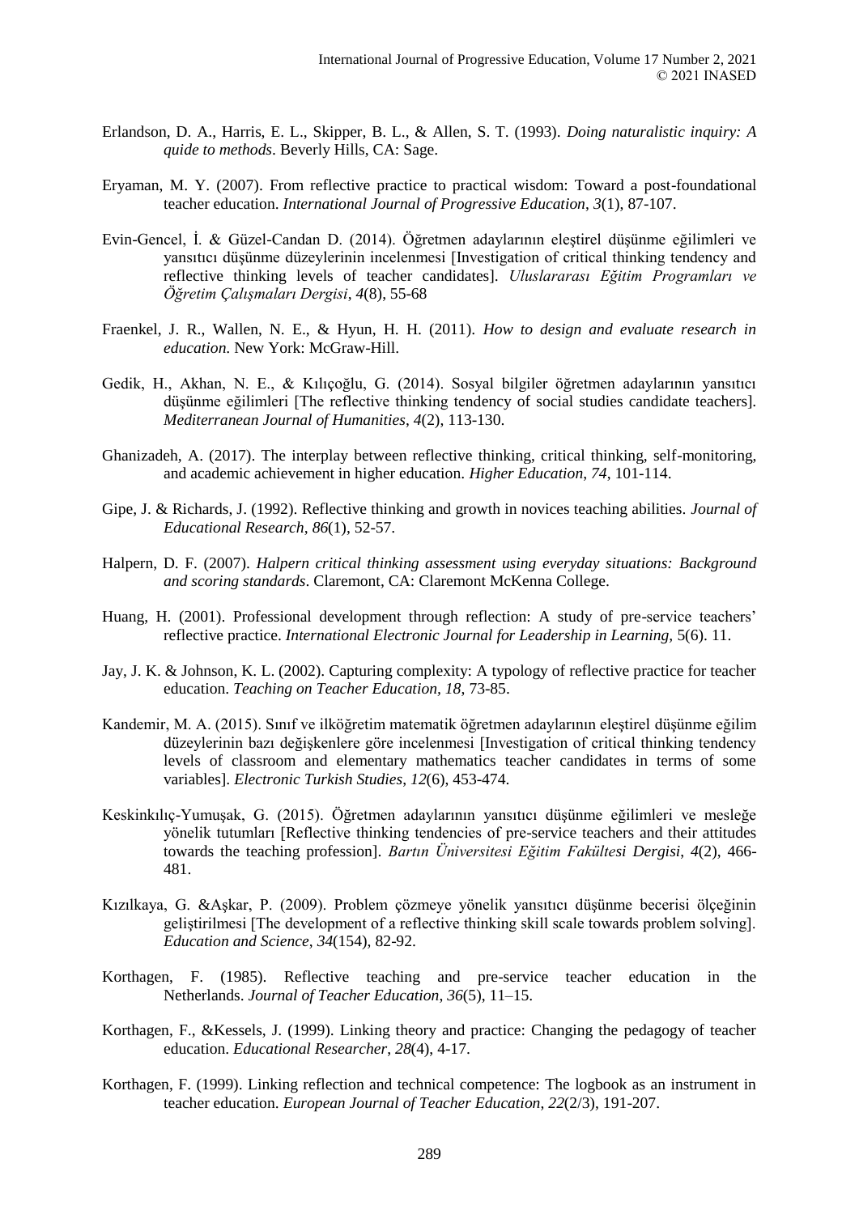Erlandson, D. A., Harris, E. L., Skipper, B. L., & Allen, S. T. (1993). *Doing naturalistic inquiry: A quide to methods*. Beverly Hills, CA: Sage.

Eryaman, M. Y. (2007). From reflective practice to practical wisdom: Toward a post-foundational teacher education. *International Journal of Progressive Education*, *3*(1), 87-107.

Evin-Gencel, İ. & Güzel-Candan D. (2014). Öğretmen adaylarının eleştirel düşünme eğilimleri ve yansıtıcı düşünme düzeylerinin incelenmesi [Investigation of critical thinking tendency and reflective thinking levels of teacher candidates]. *Uluslararası Eğitim Programları ve Öğretim Çalışmaları Dergisi*, *4*(8), 55-68

Fraenkel, J. R., Wallen, N. E., & Hyun, H. H. (2011). *How to design and evaluate research in education*. New York: McGraw-Hill.

Gedik, H., Akhan, N. E., & Kılıçoğlu, G. (2014). Sosyal bilgiler öğretmen adaylarının yansıtıcı düşünme eğilimleri [The reflective thinking tendency of social studies candidate teachers]. *Mediterranean Journal of Humanities*, *4*(2), 113-130.

Ghanizadeh, A. (2017). The interplay between reflective thinking, critical thinking, self-monitoring, and academic achievement in higher education. *Higher Education*, *74*, 101-114.

Gipe, J. & Richards, J. (1992). Reflective thinking and growth in novices teaching abilities. *Journal of Educational Research*, *86*(1), 52-57.

Halpern, D. F. (2007). *Halpern critical thinking assessment using everyday situations: Background and scoring standards*. Claremont, CA: Claremont McKenna College.

Huang, H. (2001). Professional development through reflection: A study of pre-service teachers' reflective practice. *International Electronic Journal for Leadership in Learning,* 5(6). 11.

Jay, J. K. & Johnson, K. L. (2002). Capturing complexity: A typology of reflective practice for teacher education. *Teaching on Teacher Education, 18,* 73-85.

Kandemir, M. A. (2015). Sınıf ve ilköğretim matematik öğretmen adaylarının eleştirel düşünme eğilim düzeylerinin bazı değişkenlere göre incelenmesi [Investigation of critical thinking tendency levels of classroom and elementary mathematics teacher candidates in terms of some variables]. *Electronic Turkish Studies*, *12*(6), 453-474.

Keskinkılıç-Yumuşak, G. (2015). Öğretmen adaylarının yansıtıcı düşünme eğilimleri ve mesleğe yönelik tutumları [Reflective thinking tendencies of pre-service teachers and their attitudes towards the teaching profession]. *Bartın Üniversitesi Eğitim Fakültesi Dergisi*, *4*(2), 466-481.

Kızılkaya, G. &Aşkar, P. (2009). Problem çözmeye yönelik yansıtıcı düşünme becerisi ölçeğinin geliştirilmesi [The development of a reflective thinking skill scale towards problem solving]. *Education and Science*, *34*(154), 82-92.

Korthagen, F. (1985). Reflective teaching and pre-service teacher education in the Netherlands. *Journal of Teacher Education*, *36*(5), 11–15.

Korthagen, F., &Kessels, J. (1999). Linking theory and practice: Changing the pedagogy of teacher education. *Educational Researcher*, *28*(4), 4-17.

Korthagen, F. (1999). Linking reflection and technical competence: The logbook as an instrument in teacher education. *European Journal of Teacher Education*, *22*(2/3), 191-207.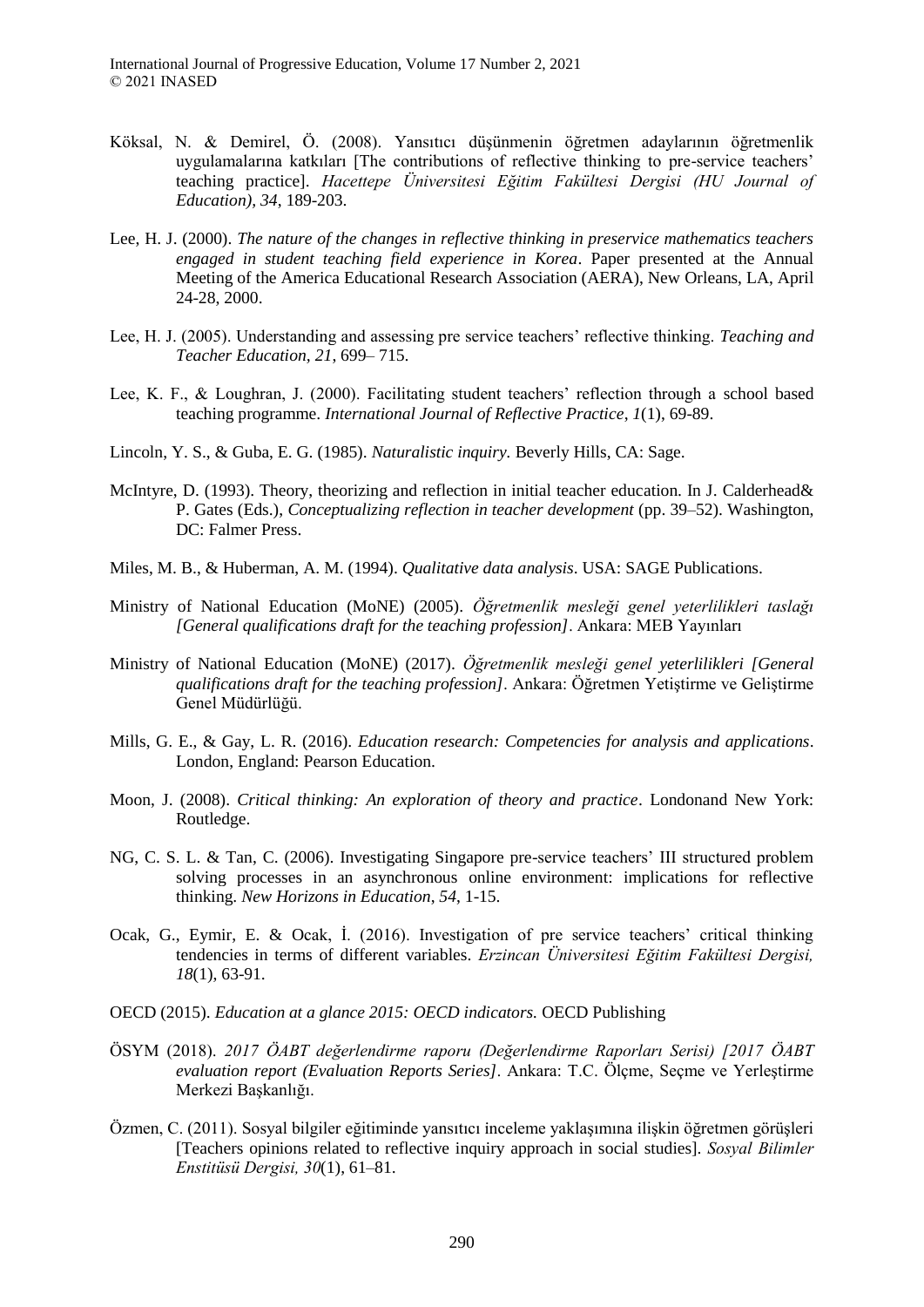Köksal, N. & Demirel, Ö. (2008). Yansıtıcı düşünmenin öğretmen adaylarının öğretmenlik uygulamalarına katkıları [The contributions of reflective thinking to pre-service teachers' teaching practice]. *Hacettepe Üniversitesi Eğitim Fakültesi Dergisi (HU Journal of Education), 34*, 189-203.

Lee, H. J. (2000). *The nature of the changes in reflective thinking in preservice mathematics teachers engaged in student teaching field experience in Korea*. Paper presented at the Annual Meeting of the America Educational Research Association (AERA), New Orleans, LA, April 24-28, 2000.

Lee, H. J. (2005). Understanding and assessing pre service teachers' reflective thinking. *Teaching and Teacher Education, 21*, 699– 715.

Lee, K. F., & Loughran, J. (2000). Facilitating student teachers' reflection through a school based teaching programme. *International Journal of Reflective Practice, 1*(1), 69-89.

Lincoln, Y. S., & Guba, E. G. (1985). *Naturalistic inquiry.* Beverly Hills, CA: Sage.

McIntyre, D. (1993). Theory, theorizing and reflection in initial teacher education. In J. Calderhead& P. Gates (Eds.), *Conceptualizing reflection in teacher development* (pp. 39–52). Washington, DC: Falmer Press.

Miles, M. B., & Huberman, A. M. (1994). *Qualitative data analysis*. USA: SAGE Publications.

Ministry of National Education (MoNE) (2005). *Öğretmenlik mesleği genel yeterlilikleri taslağı [General qualifications draft for the teaching profession]*. Ankara: MEB Yayınları

Ministry of National Education (MoNE) (2017). *Öğretmenlik mesleği genel yeterlilikleri [General qualifications draft for the teaching profession]*. Ankara: Öğretmen Yetiştirme ve Geliştirme Genel Müdürlüğü.

Mills, G. E., & Gay, L. R. (2016). *Education research: Competencies for analysis and applications*. London, England: Pearson Education.

Moon, J. (2008). *Critical thinking: An exploration of theory and practice*. Londonand New York: Routledge.

NG, C. S. L. & Tan, C. (2006). Investigating Singapore pre-service teachers' III structured problem solving processes in an asynchronous online environment: implications for reflective thinking. *New Horizons in Education*, *54*, 1-15.

Ocak, G., Eymir, E. & Ocak, İ. (2016). Investigation of pre service teachers' critical thinking tendencies in terms of different variables. *Erzincan Üniversitesi Eğitim Fakültesi Dergisi, 18*(1), 63-91.

OECD (2015). *Education at a glance 2015: OECD indicators.* OECD Publishing

ÖSYM (2018). *2017 ÖABT değerlendirme raporu (Değerlendirme Raporları Serisi) [2017 ÖABT evaluation report (Evaluation Reports Series]*. Ankara: T.C. Ölçme, Seçme ve Yerleştirme Merkezi Başkanlığı.

Özmen, C. (2011). Sosyal bilgiler eğitiminde yansıtıcı inceleme yaklaşımına ilişkin öğretmen görüşleri [Teachers opinions related to reflective inquiry approach in social studies]. *Sosyal Bilimler Enstitüsü Dergisi, 30*(1), 61–81.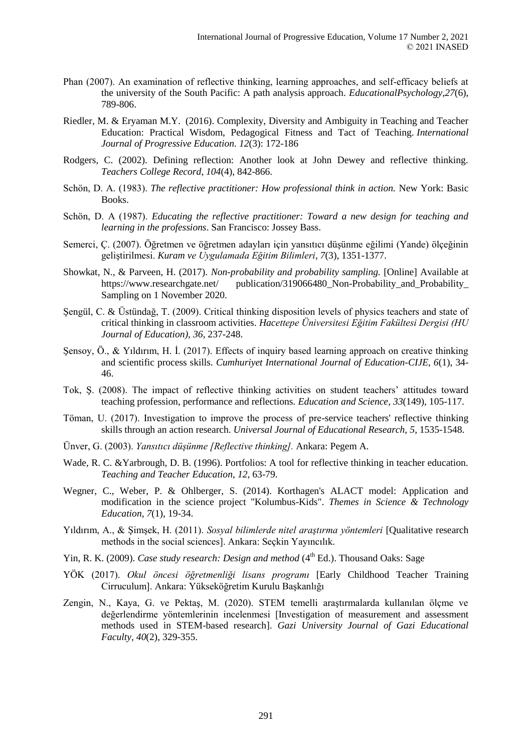Phan (2007). An examination of reflective thinking, learning approaches, and self-efficacy beliefs at the university of the South Pacific: A path analysis approach. *EducationalPsychology,27*(6), 789-806.

Riedler, M. & Eryaman M.Y. (2016). Complexity, Diversity and Ambiguity in Teaching and Teacher Education: Practical Wisdom, Pedagogical Fitness and Tact of Teaching. *International Journal of Progressive Education. 12*(3): 172-186

Rodgers, C. (2002). Defining reflection: Another look at John Dewey and reflective thinking. *Teachers College Record*, *104*(4), 842-866.

Schön, D. A. (1983). *The reflective practitioner: How professional think in action.* New York: Basic Books.

Schön, D. A (1987). *Educating the reflective practitioner: Toward a new design for teaching and learning in the professions*. San Francisco: Jossey Bass.

Semerci, Ç. (2007). Öğretmen ve öğretmen adayları için yansıtıcı düşünme eğilimi (Yande) ölçeğinin geliştirilmesi. *Kuram ve Uygulamada Eğitim Bilimleri*, *7*(3), 1351-1377.

Showkat, N., & Parveen, H. (2017). *Non-probability and probability sampling.* [Online] Available at https://www.researchgate.net/ publication/319066480_Non-Probability_and_Probability_ Sampling on 1 November 2020.

Şengül, C. & Üstündağ, T. (2009). Critical thinking disposition levels of physics teachers and state of critical thinking in classroom activities. *Hacettepe Üniversitesi Eğitim Fakültesi Dergisi (HU Journal of Education), 36*, 237-248.

Şensoy, Ö., & Yıldırım, H. İ. (2017). Effects of inquiry based learning approach on creative thinking and scientific process skills. *Cumhuriyet International Journal of Education-CIJE, 6*(1), 34-46.

Tok, Ş. (2008). The impact of reflective thinking activities on student teachers' attitudes toward teaching profession, performance and reflections. *Education and Science*, *33*(149), 105-117.

Töman, U. (2017). Investigation to improve the process of pre-service teachers' reflective thinking skills through an action research. *Universal Journal of Educational Research, 5*, 1535-1548.

Ünver, G. (2003). *Yansıtıcı düşünme [Reflective thinking].* Ankara: Pegem A.

Wade, R. C. &Yarbrough, D. B. (1996). Portfolios: A tool for reflective thinking in teacher education. *Teaching and Teacher Education*, *12*, 63-79.

Wegner, C., Weber, P. & Ohlberger, S. (2014). Korthagen's ALACT model: Application and modification in the science project "Kolumbus-Kids". *Themes in Science & Technology Education*, *7*(1), 19-34.

Yıldırım, A., & Şimşek, H. (2011). *Sosyal bilimlerde nitel araştırma yöntemleri* [Qualitative research methods in the social sciences]. Ankara: Seçkin Yayıncılık.

Yin, R. K. (2009). *Case study research: Design and method* (4th Ed.). Thousand Oaks: Sage

YÖK (2017). *Okul öncesi öğretmenliği lisans programı* [Early Childhood Teacher Training Cirruculum]. Ankara: Yükseköğretim Kurulu Başkanlığı

Zengin, N., Kaya, G. ve Pektaş, M. (2020). STEM temelli araştırmalarda kullanılan ölçme ve değerlendirme yöntemlerinin incelenmesi [Investigation of measurement and assessment methods used in STEM-based research]. *Gazi University Journal of Gazi Educational Faculty*, *40*(2), 329-355.